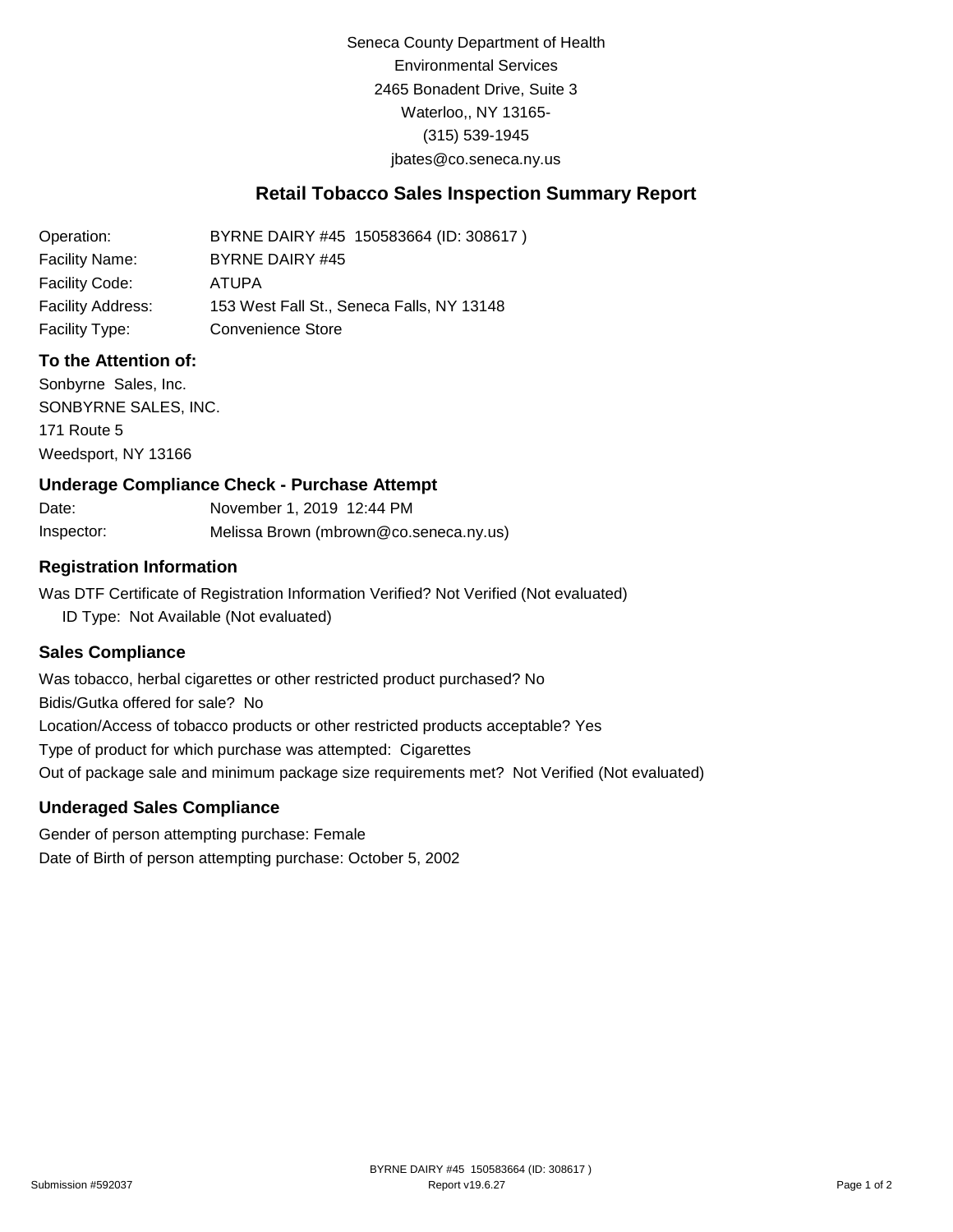Seneca County Department of Health
Environmental Services
2465 Bonadent Drive, Suite 3
Waterloo,, NY 13165-
(315) 539-1945
jbates@co.seneca.ny.us

## Retail Tobacco Sales Inspection Summary Report

| | |
|---|---|
| Operation: | BYRNE DAIRY #45 150583664 (ID: 308617 ) |
| Facility Name: | BYRNE DAIRY #45 |
| Facility Code: | ATUPA |
| Facility Address: | 153 West Fall St., Seneca Falls, NY 13148 |
| Facility Type: | Convenience Store |

### To the Attention of:

Sonbyrne Sales, Inc.
SONBYRNE SALES, INC.
171 Route 5
Weedsport, NY 13166

### Underage Compliance Check - Purchase Attempt

| | |
|---|---|
| Date: | November 1, 2019 12:44 PM |
| Inspector: | Melissa Brown (mbrown@co.seneca.ny.us) |

### Registration Information

Was DTF Certificate of Registration Information Verified? Not Verified (Not evaluated)
ID Type: Not Available (Not evaluated)

### Sales Compliance

Was tobacco, herbal cigarettes or other restricted product purchased? No
Bidis/Gutka offered for sale? No
Location/Access of tobacco products or other restricted products acceptable? Yes
Type of product for which purchase was attempted: Cigarettes
Out of package sale and minimum package size requirements met? Not Verified (Not evaluated)

### Underaged Sales Compliance

Gender of person attempting purchase: Female
Date of Birth of person attempting purchase: October 5, 2002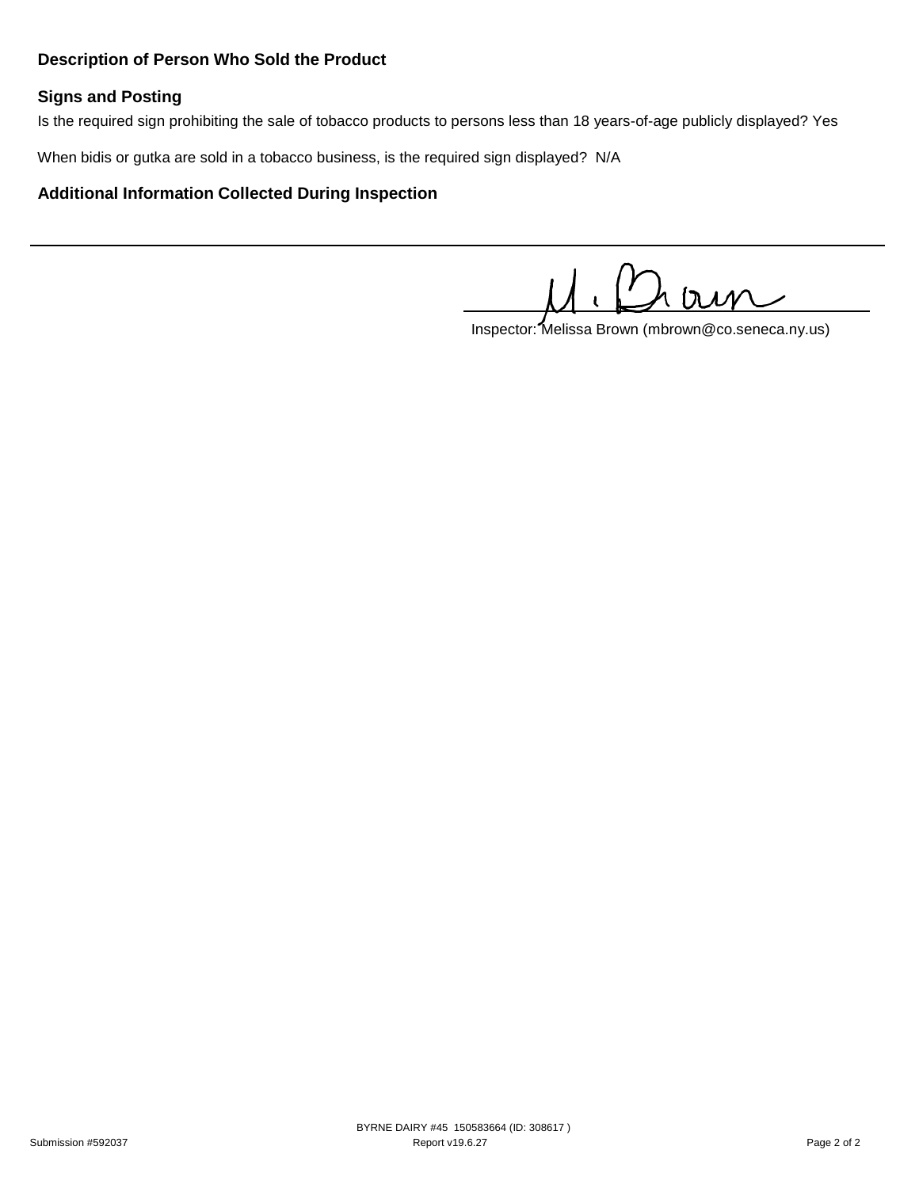### Description of Person Who Sold the Product

### Signs and Posting

Is the required sign prohibiting the sale of tobacco products to persons less than 18 years-of-age publicly displayed? Yes

When bidis or gutka are sold in a tobacco business, is the required sign displayed? N/A

### Additional Information Collected During Inspection

---

Inspector: Melissa Brown (mbrown@co.seneca.ny.us)

BYRNE DAIRY #45 150583664 (ID: 308617 )

Submission #592037

Report v19.6.27